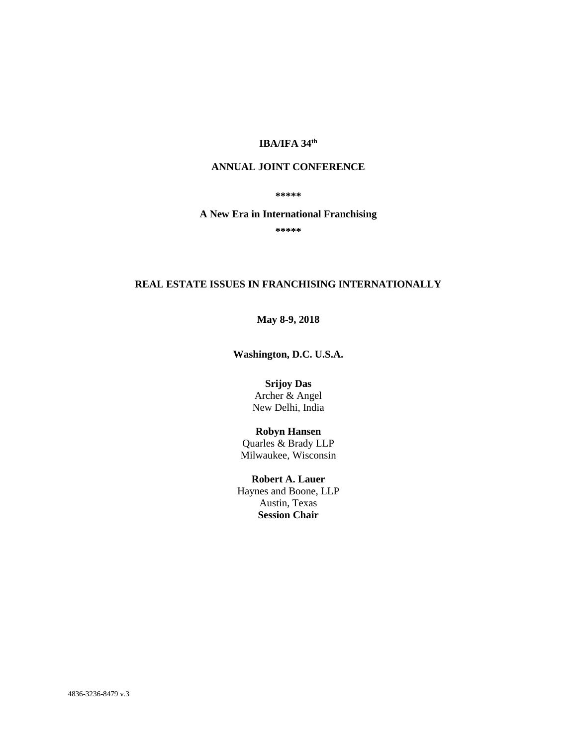**IBA/IFA 34th**

**ANNUAL JOINT CONFERENCE**

**\*\*\*\*\***

**A New Era in International Franchising**

**\*\*\*\*\***

# REAL ESTATE ISSUES IN FRANCHISING INTERNATIONALLY

**May 8-9, 2018**

**Washington, D.C. U.S.A.**

**Srijoy Das**
Archer & Angel
New Delhi, India

**Robyn Hansen**
Quarles & Brady LLP
Milwaukee, Wisconsin

**Robert A. Lauer**
Haynes and Boone, LLP
Austin, Texas
**Session Chair**

4836-3236-8479 v.3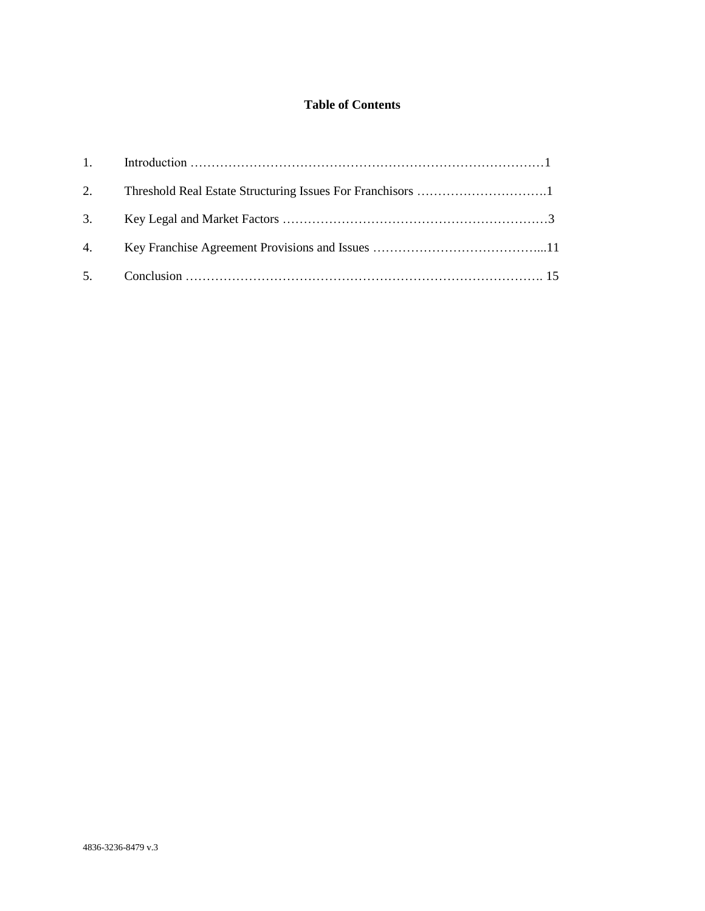**Table of Contents**

1. Introduction ………………………………………………………………………… 1
2. Threshold Real Estate Structuring Issues For Franchisors …………………………. 1
3. Key Legal and Market Factors ……………………………………………………… 3
4. Key Franchise Agreement Provisions and Issues …………………………………... 11
5. Conclusion …………………………………………………………………………. 15

4836-3236-8479 v.3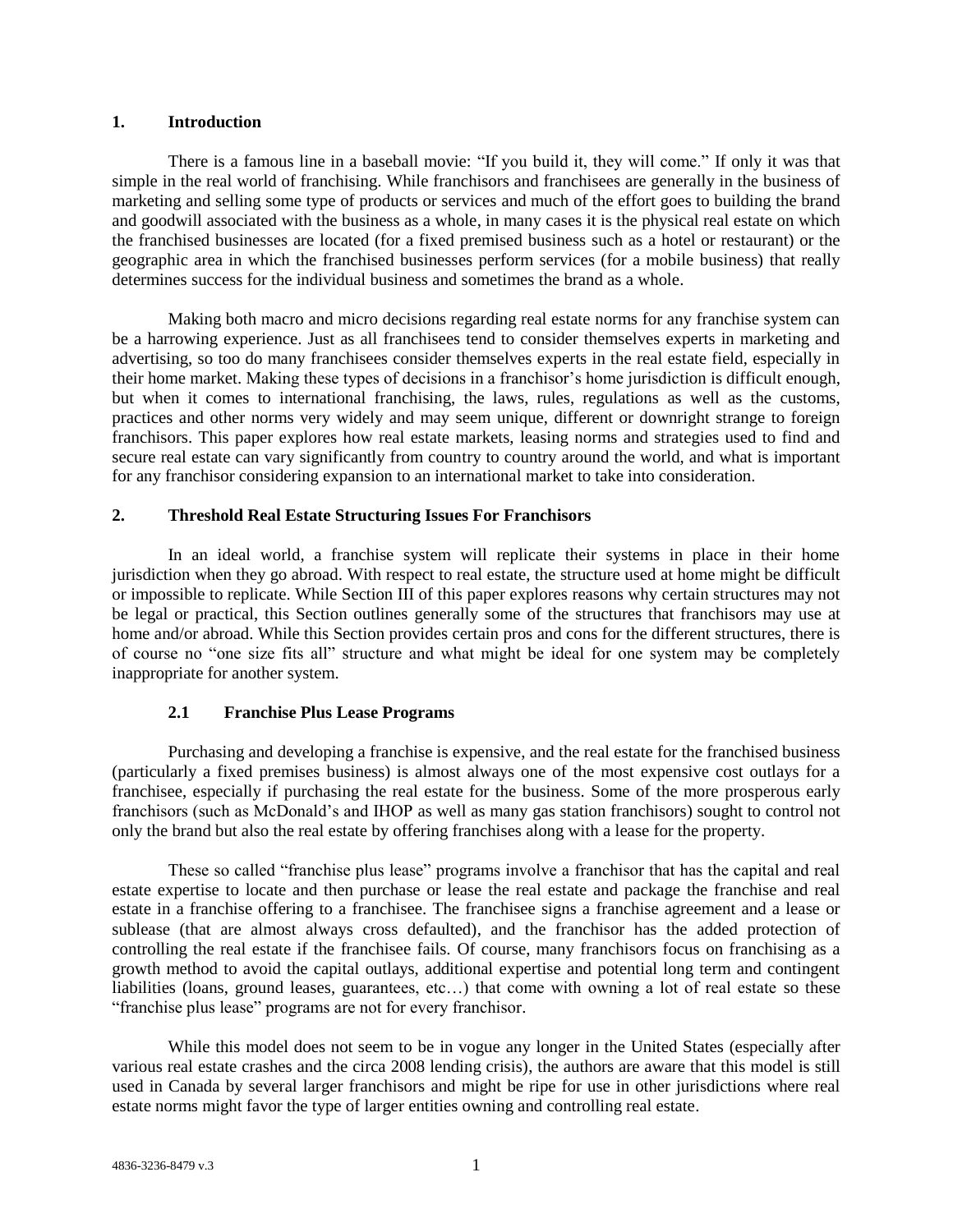## 1. Introduction

There is a famous line in a baseball movie: "If you build it, they will come." If only it was that simple in the real world of franchising. While franchisors and franchisees are generally in the business of marketing and selling some type of products or services and much of the effort goes to building the brand and goodwill associated with the business as a whole, in many cases it is the physical real estate on which the franchised businesses are located (for a fixed premised business such as a hotel or restaurant) or the geographic area in which the franchised businesses perform services (for a mobile business) that really determines success for the individual business and sometimes the brand as a whole.

Making both macro and micro decisions regarding real estate norms for any franchise system can be a harrowing experience. Just as all franchisees tend to consider themselves experts in marketing and advertising, so too do many franchisees consider themselves experts in the real estate field, especially in their home market. Making these types of decisions in a franchisor's home jurisdiction is difficult enough, but when it comes to international franchising, the laws, rules, regulations as well as the customs, practices and other norms very widely and may seem unique, different or downright strange to foreign franchisors. This paper explores how real estate markets, leasing norms and strategies used to find and secure real estate can vary significantly from country to country around the world, and what is important for any franchisor considering expansion to an international market to take into consideration.

## 2. Threshold Real Estate Structuring Issues For Franchisors

In an ideal world, a franchise system will replicate their systems in place in their home jurisdiction when they go abroad. With respect to real estate, the structure used at home might be difficult or impossible to replicate. While Section III of this paper explores reasons why certain structures may not be legal or practical, this Section outlines generally some of the structures that franchisors may use at home and/or abroad. While this Section provides certain pros and cons for the different structures, there is of course no "one size fits all" structure and what might be ideal for one system may be completely inappropriate for another system.

### 2.1 Franchise Plus Lease Programs

Purchasing and developing a franchise is expensive, and the real estate for the franchised business (particularly a fixed premises business) is almost always one of the most expensive cost outlays for a franchisee, especially if purchasing the real estate for the business. Some of the more prosperous early franchisors (such as McDonald's and IHOP as well as many gas station franchisors) sought to control not only the brand but also the real estate by offering franchises along with a lease for the property.

These so called "franchise plus lease" programs involve a franchisor that has the capital and real estate expertise to locate and then purchase or lease the real estate and package the franchise and real estate in a franchise offering to a franchisee. The franchisee signs a franchise agreement and a lease or sublease (that are almost always cross defaulted), and the franchisor has the added protection of controlling the real estate if the franchisee fails. Of course, many franchisors focus on franchising as a growth method to avoid the capital outlays, additional expertise and potential long term and contingent liabilities (loans, ground leases, guarantees, etc…) that come with owning a lot of real estate so these "franchise plus lease" programs are not for every franchisor.

While this model does not seem to be in vogue any longer in the United States (especially after various real estate crashes and the circa 2008 lending crisis), the authors are aware that this model is still used in Canada by several larger franchisors and might be ripe for use in other jurisdictions where real estate norms might favor the type of larger entities owning and controlling real estate.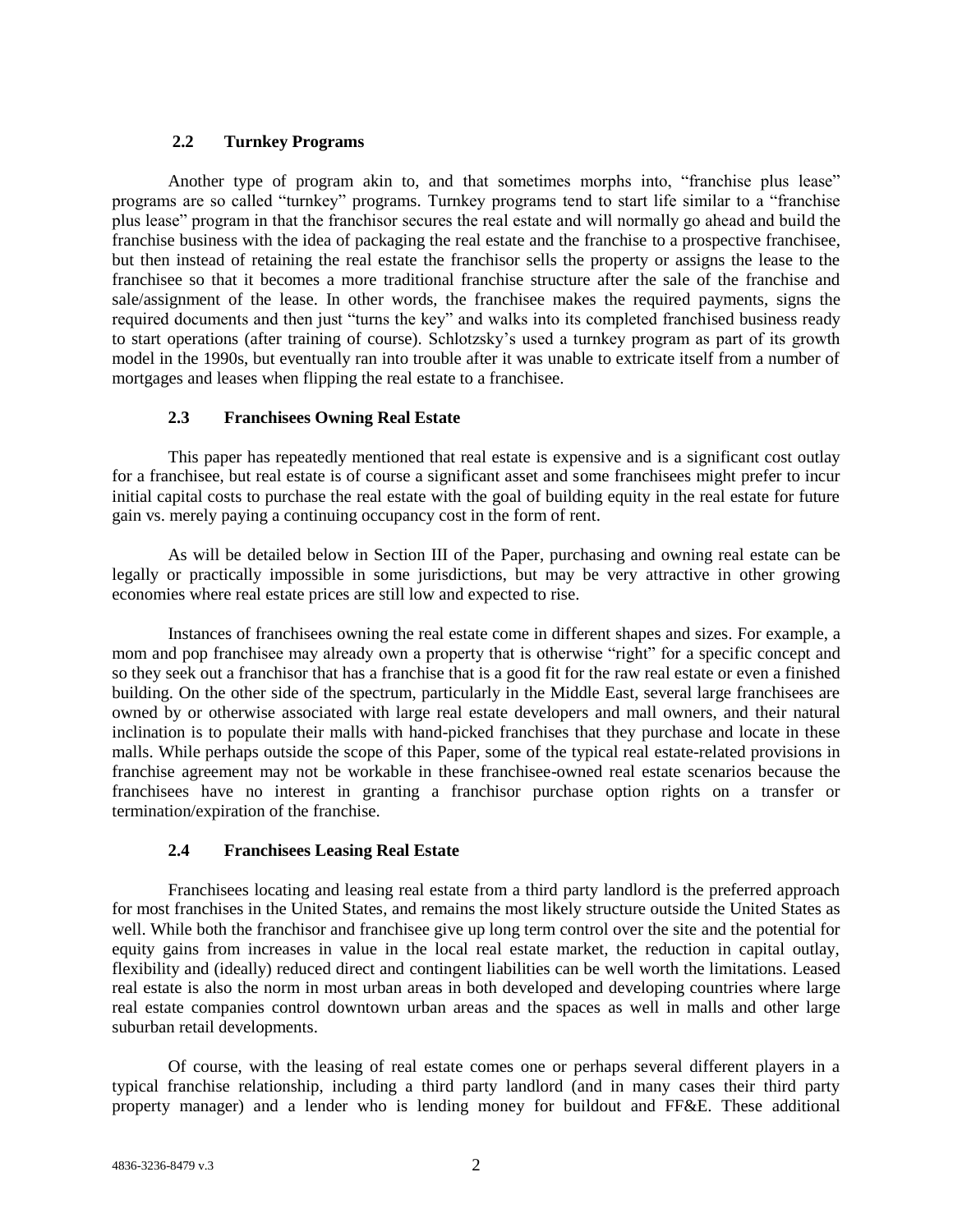### 2.2 Turnkey Programs

Another type of program akin to, and that sometimes morphs into, "franchise plus lease" programs are so called "turnkey" programs. Turnkey programs tend to start life similar to a "franchise plus lease" program in that the franchisor secures the real estate and will normally go ahead and build the franchise business with the idea of packaging the real estate and the franchise to a prospective franchisee, but then instead of retaining the real estate the franchisor sells the property or assigns the lease to the franchisee so that it becomes a more traditional franchise structure after the sale of the franchise and sale/assignment of the lease. In other words, the franchisee makes the required payments, signs the required documents and then just "turns the key" and walks into its completed franchised business ready to start operations (after training of course). Schlotzsky's used a turnkey program as part of its growth model in the 1990s, but eventually ran into trouble after it was unable to extricate itself from a number of mortgages and leases when flipping the real estate to a franchisee.

### 2.3 Franchisees Owning Real Estate

This paper has repeatedly mentioned that real estate is expensive and is a significant cost outlay for a franchisee, but real estate is of course a significant asset and some franchisees might prefer to incur initial capital costs to purchase the real estate with the goal of building equity in the real estate for future gain vs. merely paying a continuing occupancy cost in the form of rent.

As will be detailed below in Section III of the Paper, purchasing and owning real estate can be legally or practically impossible in some jurisdictions, but may be very attractive in other growing economies where real estate prices are still low and expected to rise.

Instances of franchisees owning the real estate come in different shapes and sizes. For example, a mom and pop franchisee may already own a property that is otherwise "right" for a specific concept and so they seek out a franchisor that has a franchise that is a good fit for the raw real estate or even a finished building. On the other side of the spectrum, particularly in the Middle East, several large franchisees are owned by or otherwise associated with large real estate developers and mall owners, and their natural inclination is to populate their malls with hand-picked franchises that they purchase and locate in these malls. While perhaps outside the scope of this Paper, some of the typical real estate-related provisions in franchise agreement may not be workable in these franchisee-owned real estate scenarios because the franchisees have no interest in granting a franchisor purchase option rights on a transfer or termination/expiration of the franchise.

### 2.4 Franchisees Leasing Real Estate

Franchisees locating and leasing real estate from a third party landlord is the preferred approach for most franchises in the United States, and remains the most likely structure outside the United States as well. While both the franchisor and franchisee give up long term control over the site and the potential for equity gains from increases in value in the local real estate market, the reduction in capital outlay, flexibility and (ideally) reduced direct and contingent liabilities can be well worth the limitations. Leased real estate is also the norm in most urban areas in both developed and developing countries where large real estate companies control downtown urban areas and the spaces as well in malls and other large suburban retail developments.

Of course, with the leasing of real estate comes one or perhaps several different players in a typical franchise relationship, including a third party landlord (and in many cases their third party property manager) and a lender who is lending money for buildout and FF&E. These additional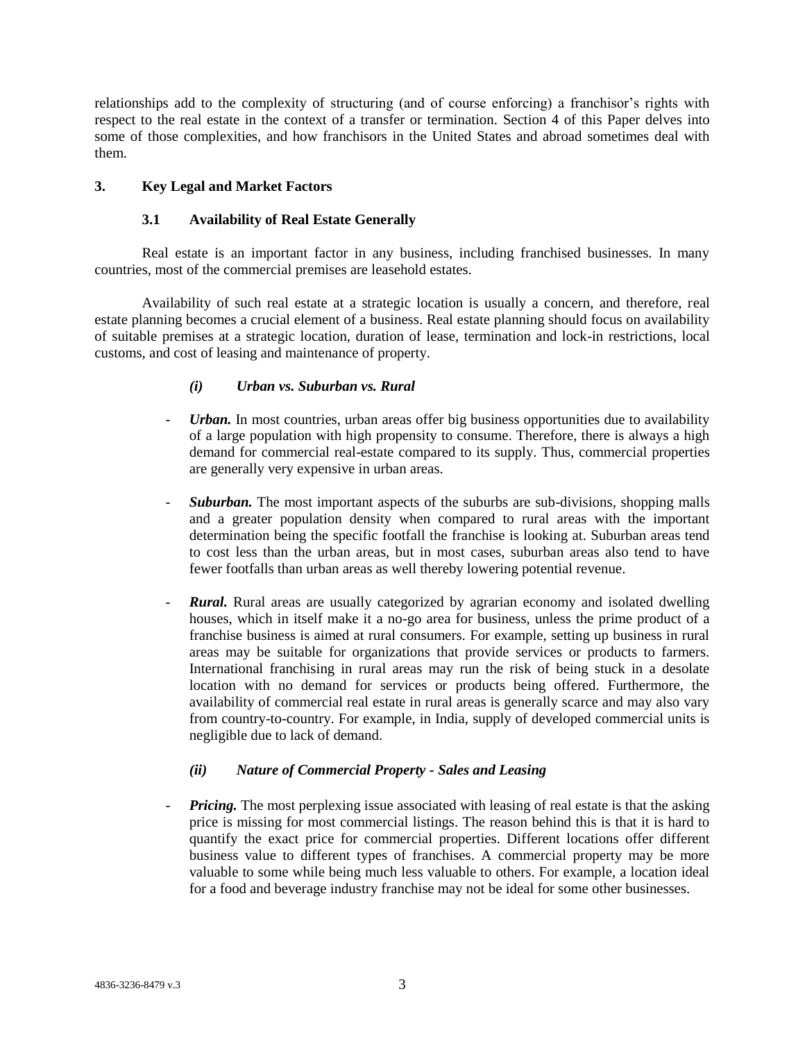relationships add to the complexity of structuring (and of course enforcing) a franchisor's rights with respect to the real estate in the context of a transfer or termination. Section 4 of this Paper delves into some of those complexities, and how franchisors in the United States and abroad sometimes deal with them.

## 3. Key Legal and Market Factors

### 3.1 Availability of Real Estate Generally

Real estate is an important factor in any business, including franchised businesses. In many countries, most of the commercial premises are leasehold estates.

Availability of such real estate at a strategic location is usually a concern, and therefore, real estate planning becomes a crucial element of a business. Real estate planning should focus on availability of suitable premises at a strategic location, duration of lease, termination and lock-in restrictions, local customs, and cost of leasing and maintenance of property.

#### *(i) Urban vs. Suburban vs. Rural*

- ***Urban.*** In most countries, urban areas offer big business opportunities due to availability of a large population with high propensity to consume. Therefore, there is always a high demand for commercial real-estate compared to its supply. Thus, commercial properties are generally very expensive in urban areas.

- ***Suburban.*** The most important aspects of the suburbs are sub-divisions, shopping malls and a greater population density when compared to rural areas with the important determination being the specific footfall the franchise is looking at. Suburban areas tend to cost less than the urban areas, but in most cases, suburban areas also tend to have fewer footfalls than urban areas as well thereby lowering potential revenue.

- ***Rural.*** Rural areas are usually categorized by agrarian economy and isolated dwelling houses, which in itself make it a no-go area for business, unless the prime product of a franchise business is aimed at rural consumers. For example, setting up business in rural areas may be suitable for organizations that provide services or products to farmers. International franchising in rural areas may run the risk of being stuck in a desolate location with no demand for services or products being offered. Furthermore, the availability of commercial real estate in rural areas is generally scarce and may also vary from country-to-country. For example, in India, supply of developed commercial units is negligible due to lack of demand.

#### *(ii) Nature of Commercial Property - Sales and Leasing*

- ***Pricing.*** The most perplexing issue associated with leasing of real estate is that the asking price is missing for most commercial listings. The reason behind this is that it is hard to quantify the exact price for commercial properties. Different locations offer different business value to different types of franchises. A commercial property may be more valuable to some while being much less valuable to others. For example, a location ideal for a food and beverage industry franchise may not be ideal for some other businesses.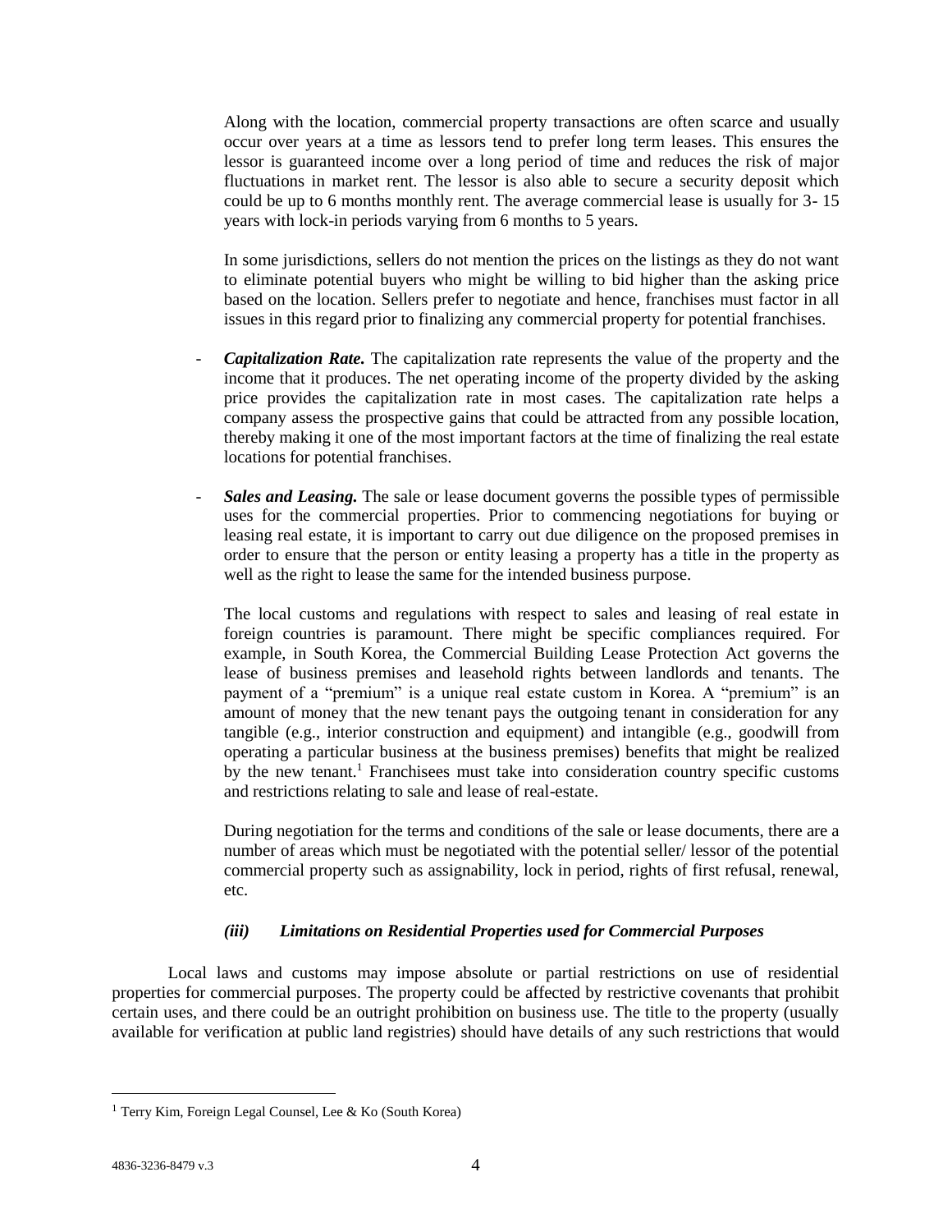Along with the location, commercial property transactions are often scarce and usually occur over years at a time as lessors tend to prefer long term leases. This ensures the lessor is guaranteed income over a long period of time and reduces the risk of major fluctuations in market rent. The lessor is also able to secure a security deposit which could be up to 6 months monthly rent. The average commercial lease is usually for 3- 15 years with lock-in periods varying from 6 months to 5 years.

In some jurisdictions, sellers do not mention the prices on the listings as they do not want to eliminate potential buyers who might be willing to bid higher than the asking price based on the location. Sellers prefer to negotiate and hence, franchises must factor in all issues in this regard prior to finalizing any commercial property for potential franchises.

- ***Capitalization Rate.*** The capitalization rate represents the value of the property and the income that it produces. The net operating income of the property divided by the asking price provides the capitalization rate in most cases. The capitalization rate helps a company assess the prospective gains that could be attracted from any possible location, thereby making it one of the most important factors at the time of finalizing the real estate locations for potential franchises.

- ***Sales and Leasing.*** The sale or lease document governs the possible types of permissible uses for the commercial properties. Prior to commencing negotiations for buying or leasing real estate, it is important to carry out due diligence on the proposed premises in order to ensure that the person or entity leasing a property has a title in the property as well as the right to lease the same for the intended business purpose.

  The local customs and regulations with respect to sales and leasing of real estate in foreign countries is paramount. There might be specific compliances required. For example, in South Korea, the Commercial Building Lease Protection Act governs the lease of business premises and leasehold rights between landlords and tenants. The payment of a "premium" is a unique real estate custom in Korea. A "premium" is an amount of money that the new tenant pays the outgoing tenant in consideration for any tangible (e.g., interior construction and equipment) and intangible (e.g., goodwill from operating a particular business at the business premises) benefits that might be realized by the new tenant.[1] Franchisees must take into consideration country specific customs and restrictions relating to sale and lease of real-estate.

  During negotiation for the terms and conditions of the sale or lease documents, there are a number of areas which must be negotiated with the potential seller/ lessor of the potential commercial property such as assignability, lock in period, rights of first refusal, renewal, etc.

#### *(iii) Limitations on Residential Properties used for Commercial Purposes*

Local laws and customs may impose absolute or partial restrictions on use of residential properties for commercial purposes. The property could be affected by restrictive covenants that prohibit certain uses, and there could be an outright prohibition on business use. The title to the property (usually available for verification at public land registries) should have details of any such restrictions that would

---

[1] Terry Kim, Foreign Legal Counsel, Lee & Ko (South Korea)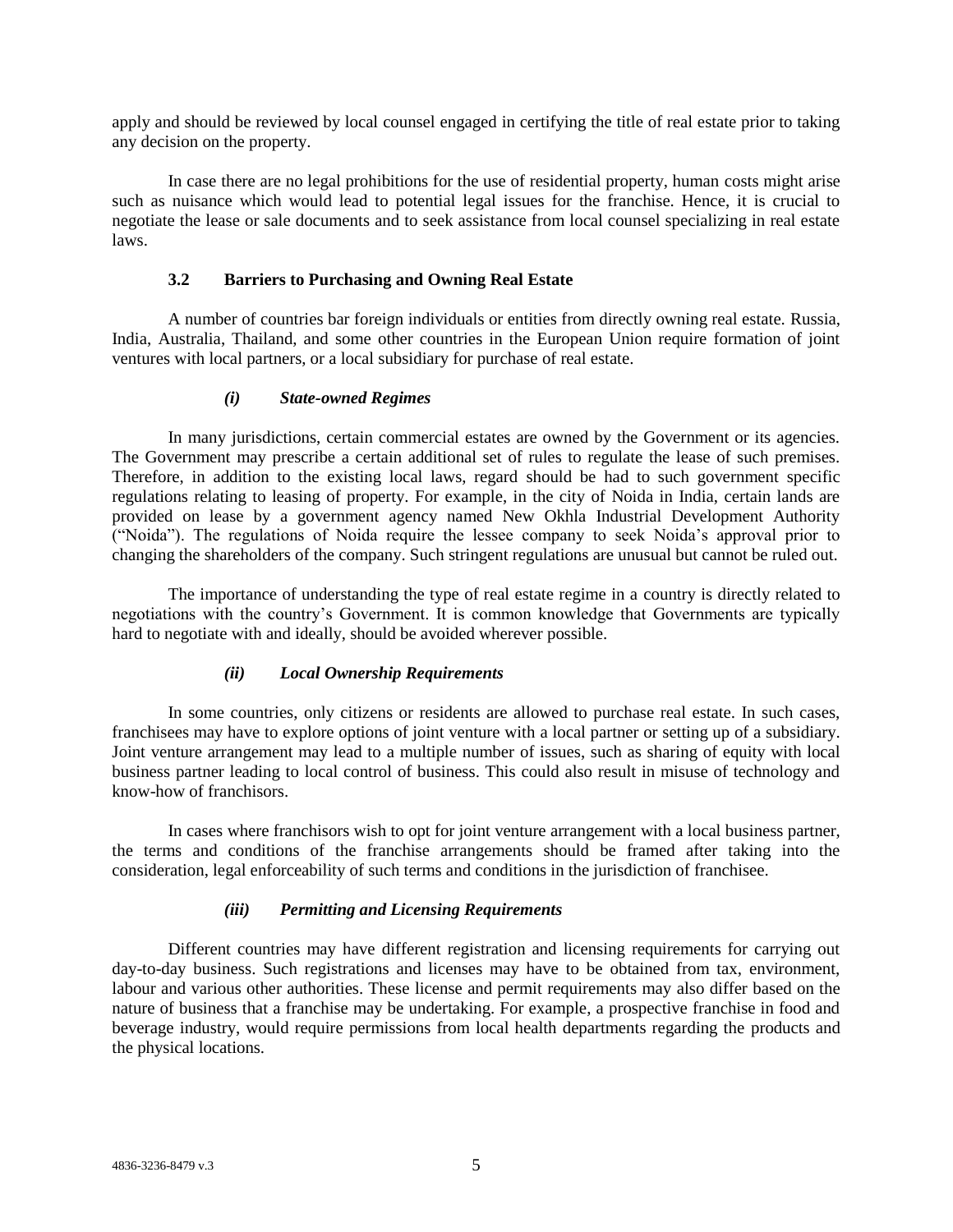apply and should be reviewed by local counsel engaged in certifying the title of real estate prior to taking any decision on the property.

In case there are no legal prohibitions for the use of residential property, human costs might arise such as nuisance which would lead to potential legal issues for the franchise. Hence, it is crucial to negotiate the lease or sale documents and to seek assistance from local counsel specializing in real estate laws.

### 3.2 Barriers to Purchasing and Owning Real Estate

A number of countries bar foreign individuals or entities from directly owning real estate. Russia, India, Australia, Thailand, and some other countries in the European Union require formation of joint ventures with local partners, or a local subsidiary for purchase of real estate.

#### *(i) State-owned Regimes*

In many jurisdictions, certain commercial estates are owned by the Government or its agencies. The Government may prescribe a certain additional set of rules to regulate the lease of such premises. Therefore, in addition to the existing local laws, regard should be had to such government specific regulations relating to leasing of property. For example, in the city of Noida in India, certain lands are provided on lease by a government agency named New Okhla Industrial Development Authority ("Noida"). The regulations of Noida require the lessee company to seek Noida's approval prior to changing the shareholders of the company. Such stringent regulations are unusual but cannot be ruled out.

The importance of understanding the type of real estate regime in a country is directly related to negotiations with the country's Government. It is common knowledge that Governments are typically hard to negotiate with and ideally, should be avoided wherever possible.

#### *(ii) Local Ownership Requirements*

In some countries, only citizens or residents are allowed to purchase real estate. In such cases, franchisees may have to explore options of joint venture with a local partner or setting up of a subsidiary. Joint venture arrangement may lead to a multiple number of issues, such as sharing of equity with local business partner leading to local control of business. This could also result in misuse of technology and know-how of franchisors.

In cases where franchisors wish to opt for joint venture arrangement with a local business partner, the terms and conditions of the franchise arrangements should be framed after taking into the consideration, legal enforceability of such terms and conditions in the jurisdiction of franchisee.

#### *(iii) Permitting and Licensing Requirements*

Different countries may have different registration and licensing requirements for carrying out day-to-day business. Such registrations and licenses may have to be obtained from tax, environment, labour and various other authorities. These license and permit requirements may also differ based on the nature of business that a franchise may be undertaking. For example, a prospective franchise in food and beverage industry, would require permissions from local health departments regarding the products and the physical locations.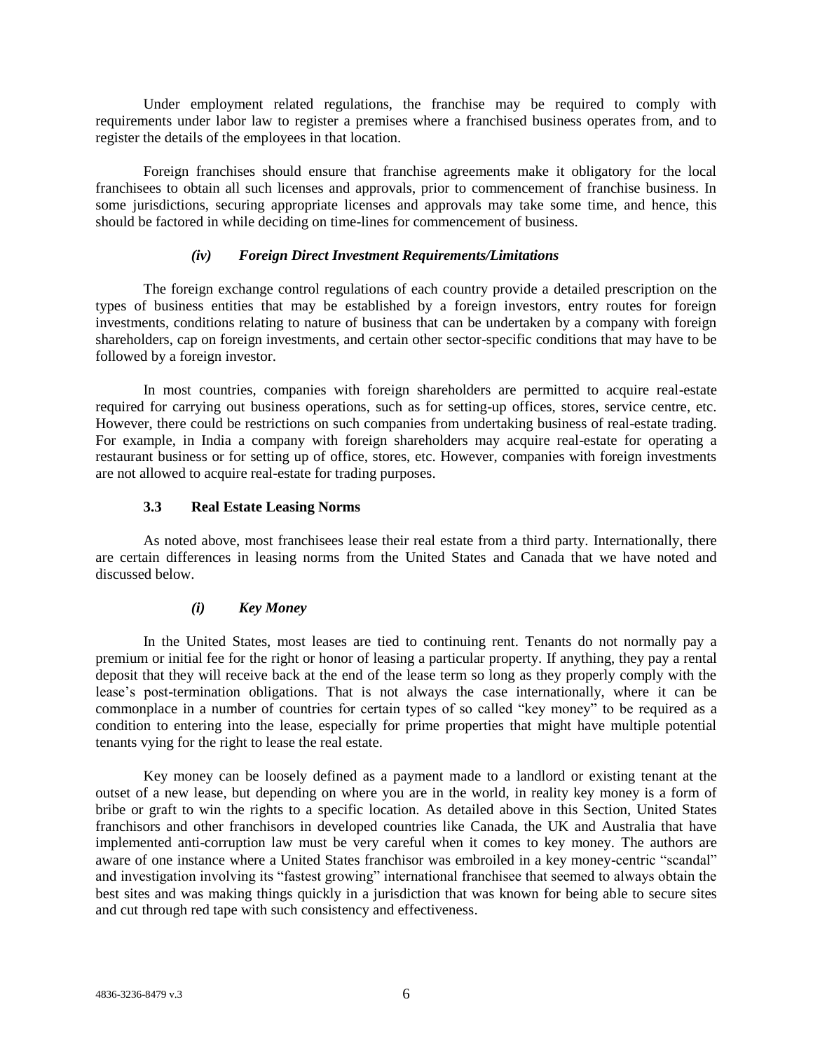Under employment related regulations, the franchise may be required to comply with requirements under labor law to register a premises where a franchised business operates from, and to register the details of the employees in that location.

Foreign franchises should ensure that franchise agreements make it obligatory for the local franchisees to obtain all such licenses and approvals, prior to commencement of franchise business. In some jurisdictions, securing appropriate licenses and approvals may take some time, and hence, this should be factored in while deciding on time-lines for commencement of business.

#### *(iv) Foreign Direct Investment Requirements/Limitations*

The foreign exchange control regulations of each country provide a detailed prescription on the types of business entities that may be established by a foreign investors, entry routes for foreign investments, conditions relating to nature of business that can be undertaken by a company with foreign shareholders, cap on foreign investments, and certain other sector-specific conditions that may have to be followed by a foreign investor.

In most countries, companies with foreign shareholders are permitted to acquire real-estate required for carrying out business operations, such as for setting-up offices, stores, service centre, etc. However, there could be restrictions on such companies from undertaking business of real-estate trading. For example, in India a company with foreign shareholders may acquire real-estate for operating a restaurant business or for setting up of office, stores, etc. However, companies with foreign investments are not allowed to acquire real-estate for trading purposes.

### 3.3 Real Estate Leasing Norms

As noted above, most franchisees lease their real estate from a third party. Internationally, there are certain differences in leasing norms from the United States and Canada that we have noted and discussed below.

#### *(i) Key Money*

In the United States, most leases are tied to continuing rent. Tenants do not normally pay a premium or initial fee for the right or honor of leasing a particular property. If anything, they pay a rental deposit that they will receive back at the end of the lease term so long as they properly comply with the lease's post-termination obligations. That is not always the case internationally, where it can be commonplace in a number of countries for certain types of so called "key money" to be required as a condition to entering into the lease, especially for prime properties that might have multiple potential tenants vying for the right to lease the real estate.

Key money can be loosely defined as a payment made to a landlord or existing tenant at the outset of a new lease, but depending on where you are in the world, in reality key money is a form of bribe or graft to win the rights to a specific location. As detailed above in this Section, United States franchisors and other franchisors in developed countries like Canada, the UK and Australia that have implemented anti-corruption law must be very careful when it comes to key money. The authors are aware of one instance where a United States franchisor was embroiled in a key money-centric "scandal" and investigation involving its "fastest growing" international franchisee that seemed to always obtain the best sites and was making things quickly in a jurisdiction that was known for being able to secure sites and cut through red tape with such consistency and effectiveness.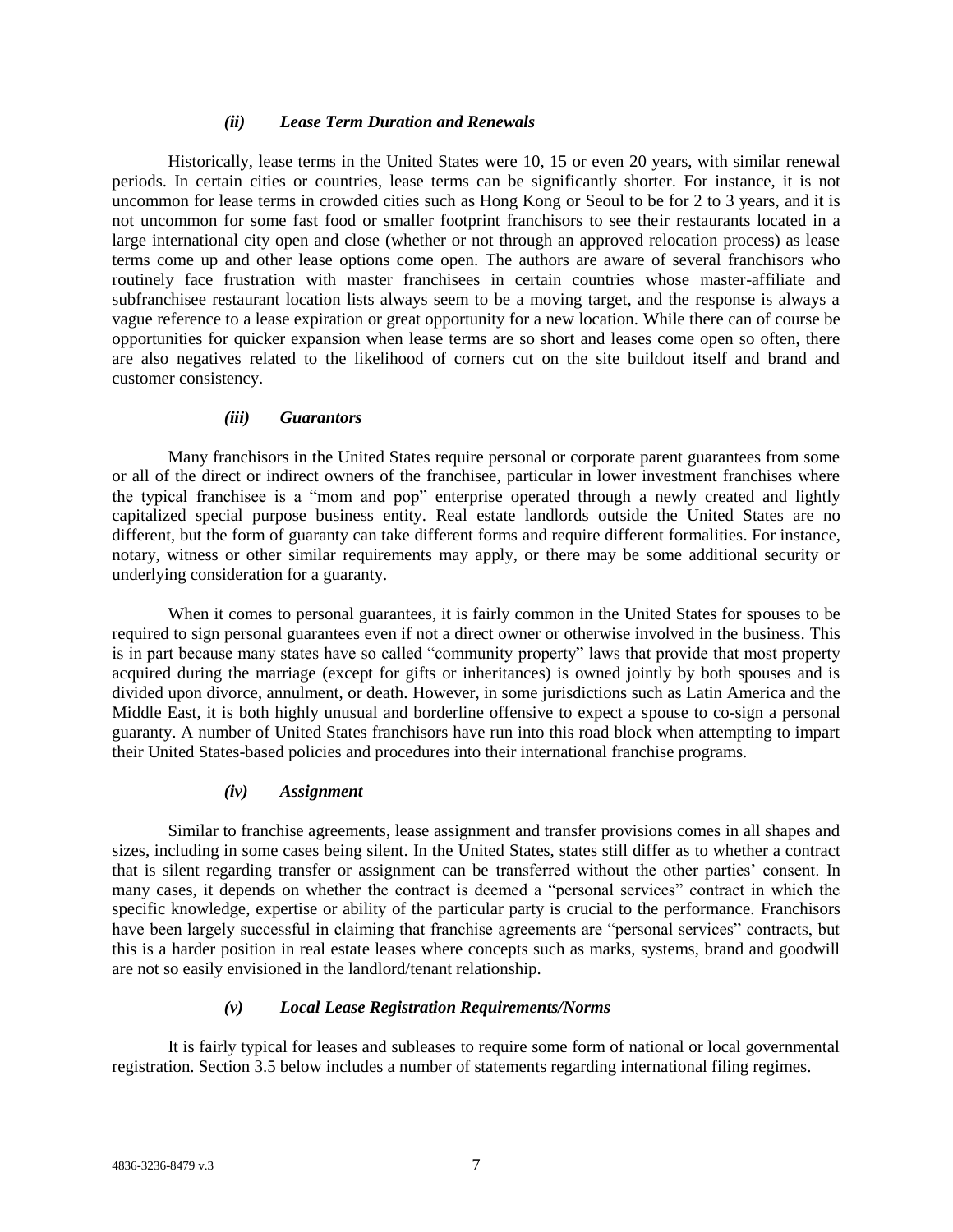#### *(ii) Lease Term Duration and Renewals*

Historically, lease terms in the United States were 10, 15 or even 20 years, with similar renewal periods. In certain cities or countries, lease terms can be significantly shorter. For instance, it is not uncommon for lease terms in crowded cities such as Hong Kong or Seoul to be for 2 to 3 years, and it is not uncommon for some fast food or smaller footprint franchisors to see their restaurants located in a large international city open and close (whether or not through an approved relocation process) as lease terms come up and other lease options come open. The authors are aware of several franchisors who routinely face frustration with master franchisees in certain countries whose master-affiliate and subfranchisee restaurant location lists always seem to be a moving target, and the response is always a vague reference to a lease expiration or great opportunity for a new location. While there can of course be opportunities for quicker expansion when lease terms are so short and leases come open so often, there are also negatives related to the likelihood of corners cut on the site buildout itself and brand and customer consistency.

#### *(iii) Guarantors*

Many franchisors in the United States require personal or corporate parent guarantees from some or all of the direct or indirect owners of the franchisee, particular in lower investment franchises where the typical franchisee is a "mom and pop" enterprise operated through a newly created and lightly capitalized special purpose business entity. Real estate landlords outside the United States are no different, but the form of guaranty can take different forms and require different formalities. For instance, notary, witness or other similar requirements may apply, or there may be some additional security or underlying consideration for a guaranty.

When it comes to personal guarantees, it is fairly common in the United States for spouses to be required to sign personal guarantees even if not a direct owner or otherwise involved in the business. This is in part because many states have so called "community property" laws that provide that most property acquired during the marriage (except for gifts or inheritances) is owned jointly by both spouses and is divided upon divorce, annulment, or death. However, in some jurisdictions such as Latin America and the Middle East, it is both highly unusual and borderline offensive to expect a spouse to co-sign a personal guaranty. A number of United States franchisors have run into this road block when attempting to impart their United States-based policies and procedures into their international franchise programs.

#### *(iv) Assignment*

Similar to franchise agreements, lease assignment and transfer provisions comes in all shapes and sizes, including in some cases being silent. In the United States, states still differ as to whether a contract that is silent regarding transfer or assignment can be transferred without the other parties' consent. In many cases, it depends on whether the contract is deemed a "personal services" contract in which the specific knowledge, expertise or ability of the particular party is crucial to the performance. Franchisors have been largely successful in claiming that franchise agreements are "personal services" contracts, but this is a harder position in real estate leases where concepts such as marks, systems, brand and goodwill are not so easily envisioned in the landlord/tenant relationship.

#### *(v) Local Lease Registration Requirements/Norms*

It is fairly typical for leases and subleases to require some form of national or local governmental registration. Section 3.5 below includes a number of statements regarding international filing regimes.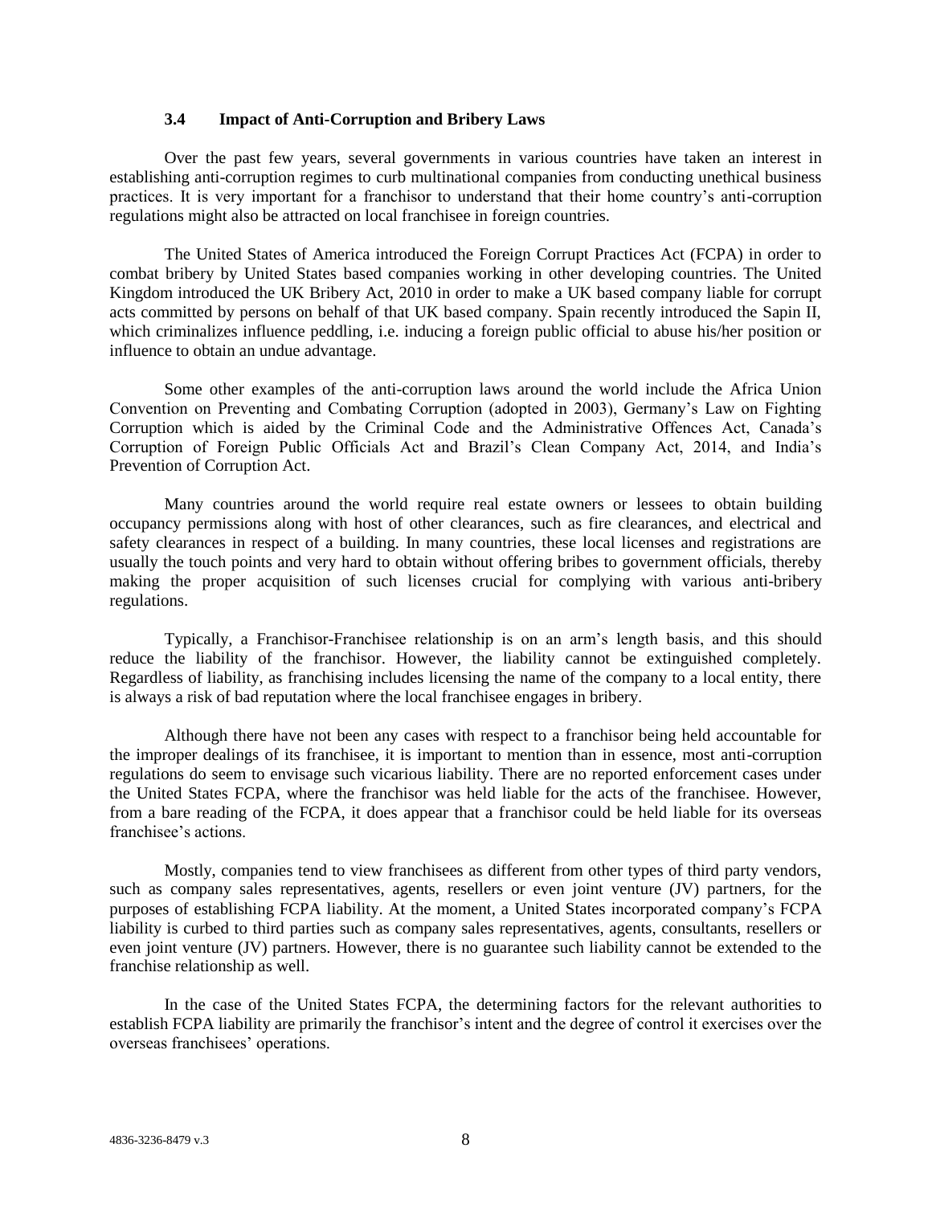### 3.4 Impact of Anti-Corruption and Bribery Laws

Over the past few years, several governments in various countries have taken an interest in establishing anti-corruption regimes to curb multinational companies from conducting unethical business practices. It is very important for a franchisor to understand that their home country's anti-corruption regulations might also be attracted on local franchisee in foreign countries.

The United States of America introduced the Foreign Corrupt Practices Act (FCPA) in order to combat bribery by United States based companies working in other developing countries. The United Kingdom introduced the UK Bribery Act, 2010 in order to make a UK based company liable for corrupt acts committed by persons on behalf of that UK based company. Spain recently introduced the Sapin II, which criminalizes influence peddling, i.e. inducing a foreign public official to abuse his/her position or influence to obtain an undue advantage.

Some other examples of the anti-corruption laws around the world include the Africa Union Convention on Preventing and Combating Corruption (adopted in 2003), Germany's Law on Fighting Corruption which is aided by the Criminal Code and the Administrative Offences Act, Canada's Corruption of Foreign Public Officials Act and Brazil's Clean Company Act, 2014, and India's Prevention of Corruption Act.

Many countries around the world require real estate owners or lessees to obtain building occupancy permissions along with host of other clearances, such as fire clearances, and electrical and safety clearances in respect of a building. In many countries, these local licenses and registrations are usually the touch points and very hard to obtain without offering bribes to government officials, thereby making the proper acquisition of such licenses crucial for complying with various anti-bribery regulations.

Typically, a Franchisor-Franchisee relationship is on an arm's length basis, and this should reduce the liability of the franchisor. However, the liability cannot be extinguished completely. Regardless of liability, as franchising includes licensing the name of the company to a local entity, there is always a risk of bad reputation where the local franchisee engages in bribery.

Although there have not been any cases with respect to a franchisor being held accountable for the improper dealings of its franchisee, it is important to mention than in essence, most anti-corruption regulations do seem to envisage such vicarious liability. There are no reported enforcement cases under the United States FCPA, where the franchisor was held liable for the acts of the franchisee. However, from a bare reading of the FCPA, it does appear that a franchisor could be held liable for its overseas franchisee's actions.

Mostly, companies tend to view franchisees as different from other types of third party vendors, such as company sales representatives, agents, resellers or even joint venture (JV) partners, for the purposes of establishing FCPA liability. At the moment, a United States incorporated company's FCPA liability is curbed to third parties such as company sales representatives, agents, consultants, resellers or even joint venture (JV) partners. However, there is no guarantee such liability cannot be extended to the franchise relationship as well.

In the case of the United States FCPA, the determining factors for the relevant authorities to establish FCPA liability are primarily the franchisor's intent and the degree of control it exercises over the overseas franchisees' operations.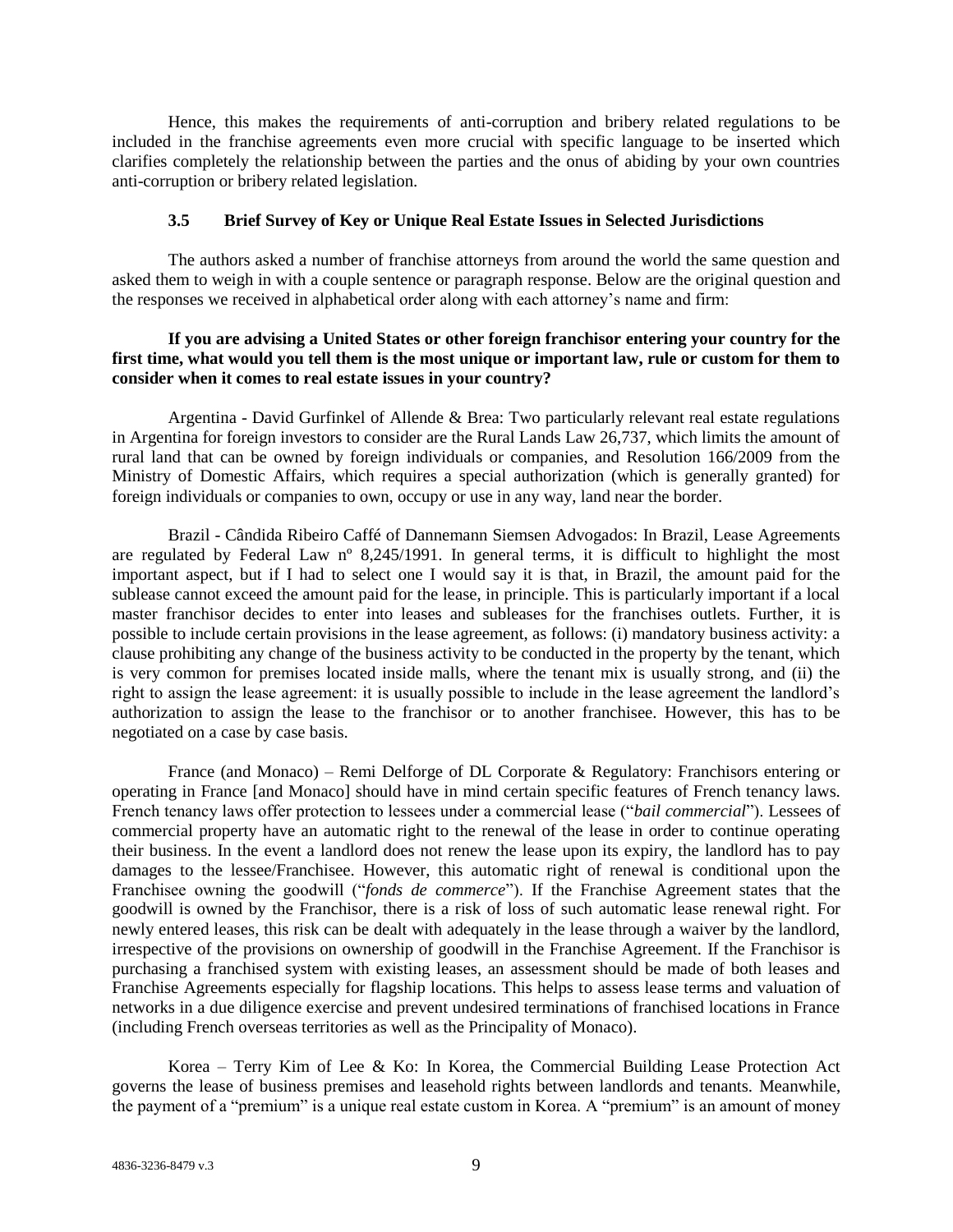Hence, this makes the requirements of anti-corruption and bribery related regulations to be included in the franchise agreements even more crucial with specific language to be inserted which clarifies completely the relationship between the parties and the onus of abiding by your own countries anti-corruption or bribery related legislation.

### 3.5 Brief Survey of Key or Unique Real Estate Issues in Selected Jurisdictions

The authors asked a number of franchise attorneys from around the world the same question and asked them to weigh in with a couple sentence or paragraph response. Below are the original question and the responses we received in alphabetical order along with each attorney's name and firm:

**If you are advising a United States or other foreign franchisor entering your country for the first time, what would you tell them is the most unique or important law, rule or custom for them to consider when it comes to real estate issues in your country?**

Argentina - David Gurfinkel of Allende & Brea: Two particularly relevant real estate regulations in Argentina for foreign investors to consider are the Rural Lands Law 26,737, which limits the amount of rural land that can be owned by foreign individuals or companies, and Resolution 166/2009 from the Ministry of Domestic Affairs, which requires a special authorization (which is generally granted) for foreign individuals or companies to own, occupy or use in any way, land near the border.

Brazil - Cândida Ribeiro Caffé of Dannemann Siemsen Advogados: In Brazil, Lease Agreements are regulated by Federal Law nº 8,245/1991. In general terms, it is difficult to highlight the most important aspect, but if I had to select one I would say it is that, in Brazil, the amount paid for the sublease cannot exceed the amount paid for the lease, in principle. This is particularly important if a local master franchisor decides to enter into leases and subleases for the franchises outlets. Further, it is possible to include certain provisions in the lease agreement, as follows: (i) mandatory business activity: a clause prohibiting any change of the business activity to be conducted in the property by the tenant, which is very common for premises located inside malls, where the tenant mix is usually strong, and (ii) the right to assign the lease agreement: it is usually possible to include in the lease agreement the landlord's authorization to assign the lease to the franchisor or to another franchisee. However, this has to be negotiated on a case by case basis.

France (and Monaco) – Remi Delforge of DL Corporate & Regulatory: Franchisors entering or operating in France [and Monaco] should have in mind certain specific features of French tenancy laws. French tenancy laws offer protection to lessees under a commercial lease ("*bail commercial*"). Lessees of commercial property have an automatic right to the renewal of the lease in order to continue operating their business. In the event a landlord does not renew the lease upon its expiry, the landlord has to pay damages to the lessee/Franchisee. However, this automatic right of renewal is conditional upon the Franchisee owning the goodwill ("*fonds de commerce*"). If the Franchise Agreement states that the goodwill is owned by the Franchisor, there is a risk of loss of such automatic lease renewal right. For newly entered leases, this risk can be dealt with adequately in the lease through a waiver by the landlord, irrespective of the provisions on ownership of goodwill in the Franchise Agreement. If the Franchisor is purchasing a franchised system with existing leases, an assessment should be made of both leases and Franchise Agreements especially for flagship locations. This helps to assess lease terms and valuation of networks in a due diligence exercise and prevent undesired terminations of franchised locations in France (including French overseas territories as well as the Principality of Monaco).

Korea – Terry Kim of Lee & Ko: In Korea, the Commercial Building Lease Protection Act governs the lease of business premises and leasehold rights between landlords and tenants. Meanwhile, the payment of a "premium" is a unique real estate custom in Korea. A "premium" is an amount of money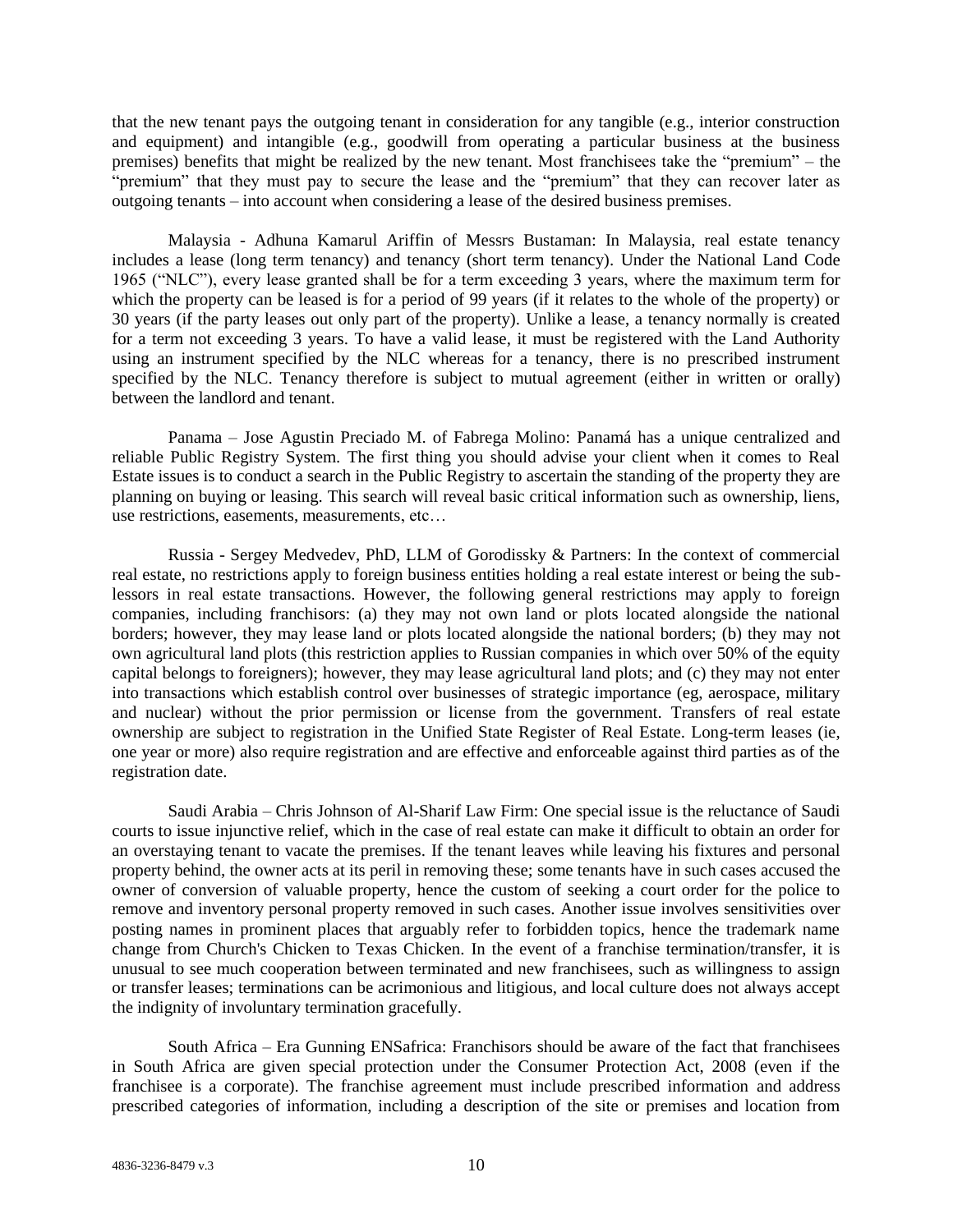that the new tenant pays the outgoing tenant in consideration for any tangible (e.g., interior construction and equipment) and intangible (e.g., goodwill from operating a particular business at the business premises) benefits that might be realized by the new tenant. Most franchisees take the "premium" – the "premium" that they must pay to secure the lease and the "premium" that they can recover later as outgoing tenants – into account when considering a lease of the desired business premises.

Malaysia - Adhuna Kamarul Ariffin of Messrs Bustaman: In Malaysia, real estate tenancy includes a lease (long term tenancy) and tenancy (short term tenancy). Under the National Land Code 1965 ("NLC"), every lease granted shall be for a term exceeding 3 years, where the maximum term for which the property can be leased is for a period of 99 years (if it relates to the whole of the property) or 30 years (if the party leases out only part of the property). Unlike a lease, a tenancy normally is created for a term not exceeding 3 years. To have a valid lease, it must be registered with the Land Authority using an instrument specified by the NLC whereas for a tenancy, there is no prescribed instrument specified by the NLC. Tenancy therefore is subject to mutual agreement (either in written or orally) between the landlord and tenant.

Panama – Jose Agustin Preciado M. of Fabrega Molino: Panamá has a unique centralized and reliable Public Registry System. The first thing you should advise your client when it comes to Real Estate issues is to conduct a search in the Public Registry to ascertain the standing of the property they are planning on buying or leasing. This search will reveal basic critical information such as ownership, liens, use restrictions, easements, measurements, etc…

Russia - Sergey Medvedev, PhD, LLM of Gorodissky & Partners: In the context of commercial real estate, no restrictions apply to foreign business entities holding a real estate interest or being the sub-lessors in real estate transactions. However, the following general restrictions may apply to foreign companies, including franchisors: (a) they may not own land or plots located alongside the national borders; however, they may lease land or plots located alongside the national borders; (b) they may not own agricultural land plots (this restriction applies to Russian companies in which over 50% of the equity capital belongs to foreigners); however, they may lease agricultural land plots; and (c) they may not enter into transactions which establish control over businesses of strategic importance (eg, aerospace, military and nuclear) without the prior permission or license from the government. Transfers of real estate ownership are subject to registration in the Unified State Register of Real Estate. Long-term leases (ie, one year or more) also require registration and are effective and enforceable against third parties as of the registration date.

Saudi Arabia – Chris Johnson of Al-Sharif Law Firm: One special issue is the reluctance of Saudi courts to issue injunctive relief, which in the case of real estate can make it difficult to obtain an order for an overstaying tenant to vacate the premises. If the tenant leaves while leaving his fixtures and personal property behind, the owner acts at its peril in removing these; some tenants have in such cases accused the owner of conversion of valuable property, hence the custom of seeking a court order for the police to remove and inventory personal property removed in such cases. Another issue involves sensitivities over posting names in prominent places that arguably refer to forbidden topics, hence the trademark name change from Church's Chicken to Texas Chicken. In the event of a franchise termination/transfer, it is unusual to see much cooperation between terminated and new franchisees, such as willingness to assign or transfer leases; terminations can be acrimonious and litigious, and local culture does not always accept the indignity of involuntary termination gracefully.

South Africa – Era Gunning ENSafrica: Franchisors should be aware of the fact that franchisees in South Africa are given special protection under the Consumer Protection Act, 2008 (even if the franchisee is a corporate). The franchise agreement must include prescribed information and address prescribed categories of information, including a description of the site or premises and location from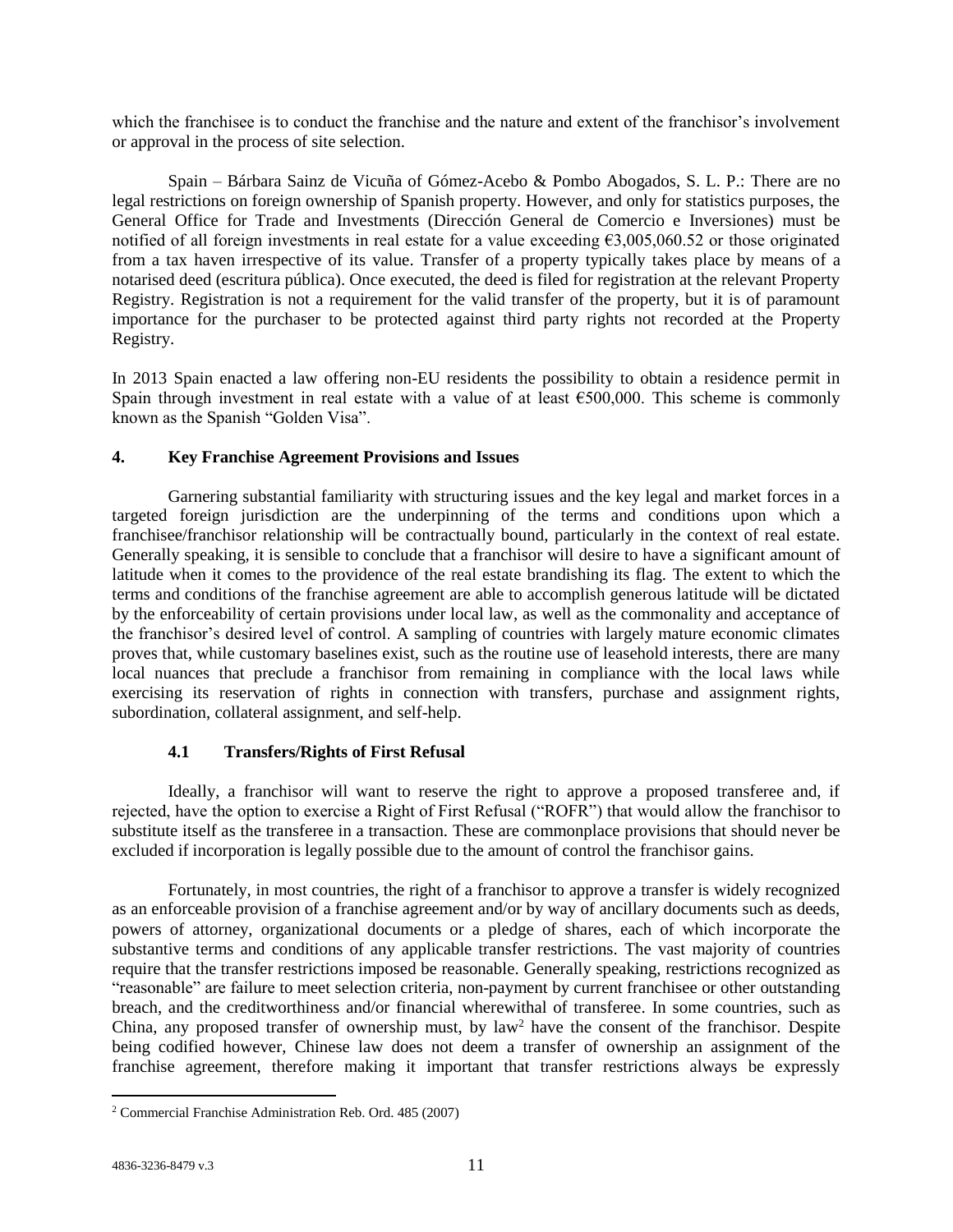which the franchisee is to conduct the franchise and the nature and extent of the franchisor's involvement or approval in the process of site selection.

Spain – Bárbara Sainz de Vicuña of Gómez-Acebo & Pombo Abogados, S. L. P.: There are no legal restrictions on foreign ownership of Spanish property. However, and only for statistics purposes, the General Office for Trade and Investments (Dirección General de Comercio e Inversiones) must be notified of all foreign investments in real estate for a value exceeding €3,005,060.52 or those originated from a tax haven irrespective of its value. Transfer of a property typically takes place by means of a notarised deed (escritura pública). Once executed, the deed is filed for registration at the relevant Property Registry. Registration is not a requirement for the valid transfer of the property, but it is of paramount importance for the purchaser to be protected against third party rights not recorded at the Property Registry.

In 2013 Spain enacted a law offering non-EU residents the possibility to obtain a residence permit in Spain through investment in real estate with a value of at least €500,000. This scheme is commonly known as the Spanish "Golden Visa".

## 4. Key Franchise Agreement Provisions and Issues

Garnering substantial familiarity with structuring issues and the key legal and market forces in a targeted foreign jurisdiction are the underpinning of the terms and conditions upon which a franchisee/franchisor relationship will be contractually bound, particularly in the context of real estate. Generally speaking, it is sensible to conclude that a franchisor will desire to have a significant amount of latitude when it comes to the providence of the real estate brandishing its flag. The extent to which the terms and conditions of the franchise agreement are able to accomplish generous latitude will be dictated by the enforceability of certain provisions under local law, as well as the commonality and acceptance of the franchisor's desired level of control. A sampling of countries with largely mature economic climates proves that, while customary baselines exist, such as the routine use of leasehold interests, there are many local nuances that preclude a franchisor from remaining in compliance with the local laws while exercising its reservation of rights in connection with transfers, purchase and assignment rights, subordination, collateral assignment, and self-help.

### 4.1 Transfers/Rights of First Refusal

Ideally, a franchisor will want to reserve the right to approve a proposed transferee and, if rejected, have the option to exercise a Right of First Refusal ("ROFR") that would allow the franchisor to substitute itself as the transferee in a transaction. These are commonplace provisions that should never be excluded if incorporation is legally possible due to the amount of control the franchisor gains.

Fortunately, in most countries, the right of a franchisor to approve a transfer is widely recognized as an enforceable provision of a franchise agreement and/or by way of ancillary documents such as deeds, powers of attorney, organizational documents or a pledge of shares, each of which incorporate the substantive terms and conditions of any applicable transfer restrictions. The vast majority of countries require that the transfer restrictions imposed be reasonable. Generally speaking, restrictions recognized as "reasonable" are failure to meet selection criteria, non-payment by current franchisee or other outstanding breach, and the creditworthiness and/or financial wherewithal of transferee. In some countries, such as China, any proposed transfer of ownership must, by law[2] have the consent of the franchisor. Despite being codified however, Chinese law does not deem a transfer of ownership an assignment of the franchise agreement, therefore making it important that transfer restrictions always be expressly

---

[2] Commercial Franchise Administration Reb. Ord. 485 (2007)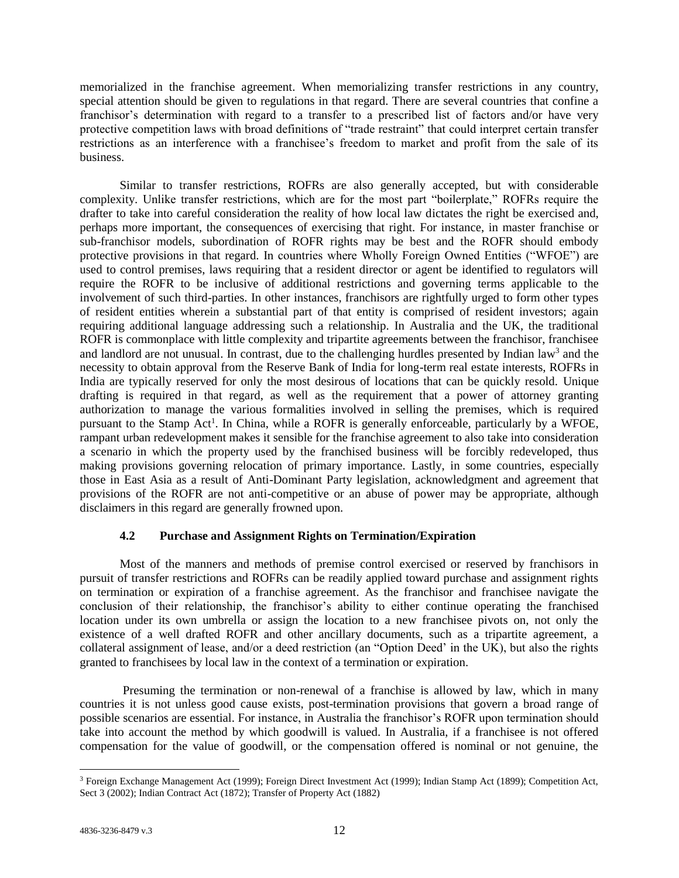memorialized in the franchise agreement. When memorializing transfer restrictions in any country, special attention should be given to regulations in that regard. There are several countries that confine a franchisor's determination with regard to a transfer to a prescribed list of factors and/or have very protective competition laws with broad definitions of "trade restraint" that could interpret certain transfer restrictions as an interference with a franchisee's freedom to market and profit from the sale of its business.

Similar to transfer restrictions, ROFRs are also generally accepted, but with considerable complexity. Unlike transfer restrictions, which are for the most part "boilerplate," ROFRs require the drafter to take into careful consideration the reality of how local law dictates the right be exercised and, perhaps more important, the consequences of exercising that right. For instance, in master franchise or sub-franchisor models, subordination of ROFR rights may be best and the ROFR should embody protective provisions in that regard. In countries where Wholly Foreign Owned Entities ("WFOE") are used to control premises, laws requiring that a resident director or agent be identified to regulators will require the ROFR to be inclusive of additional restrictions and governing terms applicable to the involvement of such third-parties. In other instances, franchisors are rightfully urged to form other types of resident entities wherein a substantial part of that entity is comprised of resident investors; again requiring additional language addressing such a relationship. In Australia and the UK, the traditional ROFR is commonplace with little complexity and tripartite agreements between the franchisor, franchisee and landlord are not unusual. In contrast, due to the challenging hurdles presented by Indian law[3] and the necessity to obtain approval from the Reserve Bank of India for long-term real estate interests, ROFRs in India are typically reserved for only the most desirous of locations that can be quickly resold. Unique drafting is required in that regard, as well as the requirement that a power of attorney granting authorization to manage the various formalities involved in selling the premises, which is required pursuant to the Stamp Act[1]. In China, while a ROFR is generally enforceable, particularly by a WFOE, rampant urban redevelopment makes it sensible for the franchise agreement to also take into consideration a scenario in which the property used by the franchised business will be forcibly redeveloped, thus making provisions governing relocation of primary importance. Lastly, in some countries, especially those in East Asia as a result of Anti-Dominant Party legislation, acknowledgment and agreement that provisions of the ROFR are not anti-competitive or an abuse of power may be appropriate, although disclaimers in this regard are generally frowned upon.

### 4.2 Purchase and Assignment Rights on Termination/Expiration

Most of the manners and methods of premise control exercised or reserved by franchisors in pursuit of transfer restrictions and ROFRs can be readily applied toward purchase and assignment rights on termination or expiration of a franchise agreement. As the franchisor and franchisee navigate the conclusion of their relationship, the franchisor's ability to either continue operating the franchised location under its own umbrella or assign the location to a new franchisee pivots on, not only the existence of a well drafted ROFR and other ancillary documents, such as a tripartite agreement, a collateral assignment of lease, and/or a deed restriction (an "Option Deed' in the UK), but also the rights granted to franchisees by local law in the context of a termination or expiration.

Presuming the termination or non-renewal of a franchise is allowed by law, which in many countries it is not unless good cause exists, post-termination provisions that govern a broad range of possible scenarios are essential. For instance, in Australia the franchisor's ROFR upon termination should take into account the method by which goodwill is valued. In Australia, if a franchisee is not offered compensation for the value of goodwill, or the compensation offered is nominal or not genuine, the

---

[3] Foreign Exchange Management Act (1999); Foreign Direct Investment Act (1999); Indian Stamp Act (1899); Competition Act, Sect 3 (2002); Indian Contract Act (1872); Transfer of Property Act (1882)

4836-3236-8479 v.3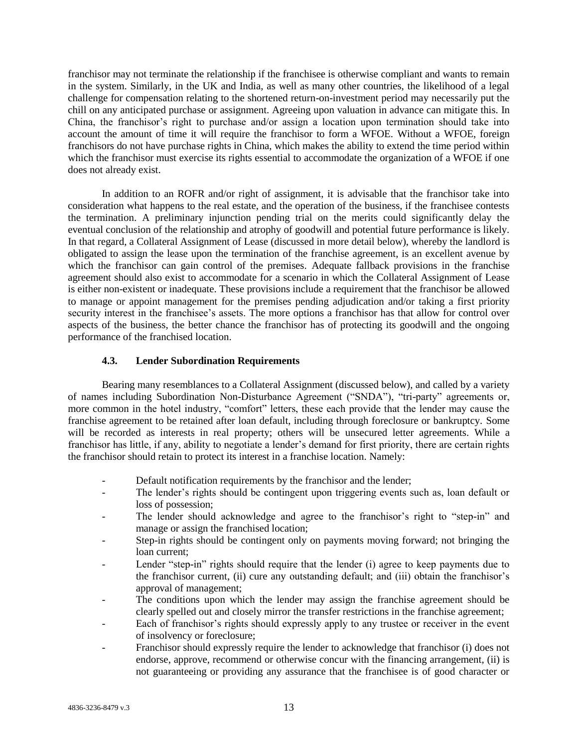franchisor may not terminate the relationship if the franchisee is otherwise compliant and wants to remain in the system. Similarly, in the UK and India, as well as many other countries, the likelihood of a legal challenge for compensation relating to the shortened return-on-investment period may necessarily put the chill on any anticipated purchase or assignment. Agreeing upon valuation in advance can mitigate this. In China, the franchisor's right to purchase and/or assign a location upon termination should take into account the amount of time it will require the franchisor to form a WFOE. Without a WFOE, foreign franchisors do not have purchase rights in China, which makes the ability to extend the time period within which the franchisor must exercise its rights essential to accommodate the organization of a WFOE if one does not already exist.

In addition to an ROFR and/or right of assignment, it is advisable that the franchisor take into consideration what happens to the real estate, and the operation of the business, if the franchisee contests the termination. A preliminary injunction pending trial on the merits could significantly delay the eventual conclusion of the relationship and atrophy of goodwill and potential future performance is likely. In that regard, a Collateral Assignment of Lease (discussed in more detail below), whereby the landlord is obligated to assign the lease upon the termination of the franchise agreement, is an excellent avenue by which the franchisor can gain control of the premises. Adequate fallback provisions in the franchise agreement should also exist to accommodate for a scenario in which the Collateral Assignment of Lease is either non-existent or inadequate. These provisions include a requirement that the franchisor be allowed to manage or appoint management for the premises pending adjudication and/or taking a first priority security interest in the franchisee's assets. The more options a franchisor has that allow for control over aspects of the business, the better chance the franchisor has of protecting its goodwill and the ongoing performance of the franchised location.

### 4.3. Lender Subordination Requirements

Bearing many resemblances to a Collateral Assignment (discussed below), and called by a variety of names including Subordination Non-Disturbance Agreement ("SNDA"), "tri-party" agreements or, more common in the hotel industry, "comfort" letters, these each provide that the lender may cause the franchise agreement to be retained after loan default, including through foreclosure or bankruptcy. Some will be recorded as interests in real property; others will be unsecured letter agreements. While a franchisor has little, if any, ability to negotiate a lender's demand for first priority, there are certain rights the franchisor should retain to protect its interest in a franchise location. Namely:

- Default notification requirements by the franchisor and the lender;
- The lender's rights should be contingent upon triggering events such as, loan default or loss of possession;
- The lender should acknowledge and agree to the franchisor's right to "step-in" and manage or assign the franchised location;
- Step-in rights should be contingent only on payments moving forward; not bringing the loan current;
- Lender "step-in" rights should require that the lender (i) agree to keep payments due to the franchisor current, (ii) cure any outstanding default; and (iii) obtain the franchisor's approval of management;
- The conditions upon which the lender may assign the franchise agreement should be clearly spelled out and closely mirror the transfer restrictions in the franchise agreement;
- Each of franchisor's rights should expressly apply to any trustee or receiver in the event of insolvency or foreclosure;
- Franchisor should expressly require the lender to acknowledge that franchisor (i) does not endorse, approve, recommend or otherwise concur with the financing arrangement, (ii) is not guaranteeing or providing any assurance that the franchisee is of good character or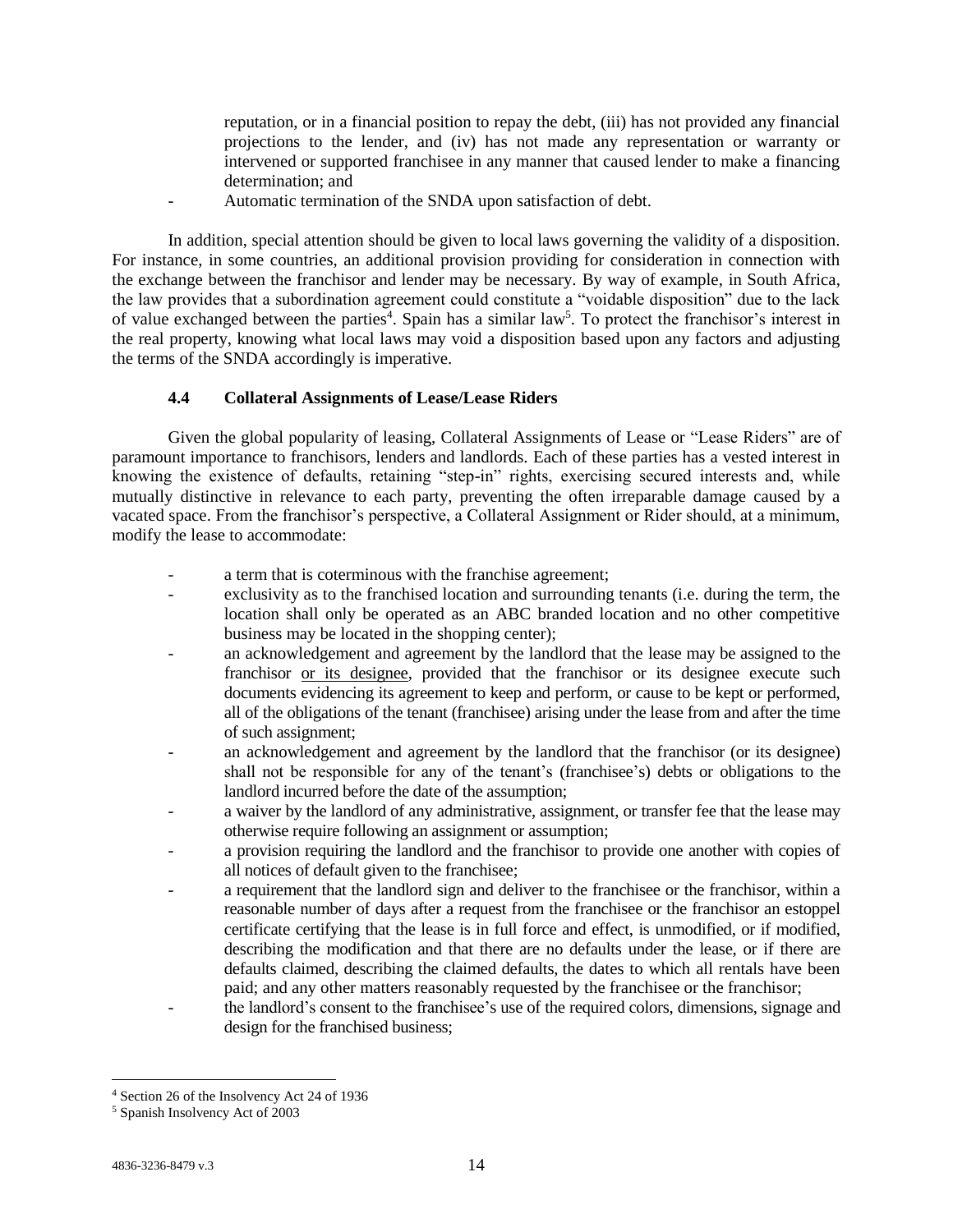reputation, or in a financial position to repay the debt, (iii) has not provided any financial projections to the lender, and (iv) has not made any representation or warranty or intervened or supported franchisee in any manner that caused lender to make a financing determination; and

- Automatic termination of the SNDA upon satisfaction of debt.

In addition, special attention should be given to local laws governing the validity of a disposition. For instance, in some countries, an additional provision providing for consideration in connection with the exchange between the franchisor and lender may be necessary. By way of example, in South Africa, the law provides that a subordination agreement could constitute a "voidable disposition" due to the lack of value exchanged between the parties[4]. Spain has a similar law[5]. To protect the franchisor's interest in the real property, knowing what local laws may void a disposition based upon any factors and adjusting the terms of the SNDA accordingly is imperative.

### 4.4 Collateral Assignments of Lease/Lease Riders

Given the global popularity of leasing, Collateral Assignments of Lease or "Lease Riders" are of paramount importance to franchisors, lenders and landlords. Each of these parties has a vested interest in knowing the existence of defaults, retaining "step-in" rights, exercising secured interests and, while mutually distinctive in relevance to each party, preventing the often irreparable damage caused by a vacated space. From the franchisor's perspective, a Collateral Assignment or Rider should, at a minimum, modify the lease to accommodate:

- a term that is coterminous with the franchise agreement;
- exclusivity as to the franchised location and surrounding tenants (i.e. during the term, the location shall only be operated as an ABC branded location and no other competitive business may be located in the shopping center);
- an acknowledgement and agreement by the landlord that the lease may be assigned to the franchisor <u>or its designee</u>, provided that the franchisor or its designee execute such documents evidencing its agreement to keep and perform, or cause to be kept or performed, all of the obligations of the tenant (franchisee) arising under the lease from and after the time of such assignment;
- an acknowledgement and agreement by the landlord that the franchisor (or its designee) shall not be responsible for any of the tenant's (franchisee's) debts or obligations to the landlord incurred before the date of the assumption;
- a waiver by the landlord of any administrative, assignment, or transfer fee that the lease may otherwise require following an assignment or assumption;
- a provision requiring the landlord and the franchisor to provide one another with copies of all notices of default given to the franchisee;
- a requirement that the landlord sign and deliver to the franchisee or the franchisor, within a reasonable number of days after a request from the franchisee or the franchisor an estoppel certificate certifying that the lease is in full force and effect, is unmodified, or if modified, describing the modification and that there are no defaults under the lease, or if there are defaults claimed, describing the claimed defaults, the dates to which all rentals have been paid; and any other matters reasonably requested by the franchisee or the franchisor;
- the landlord's consent to the franchisee's use of the required colors, dimensions, signage and design for the franchised business;

---

[4] Section 26 of the Insolvency Act 24 of 1936

[5] Spanish Insolvency Act of 2003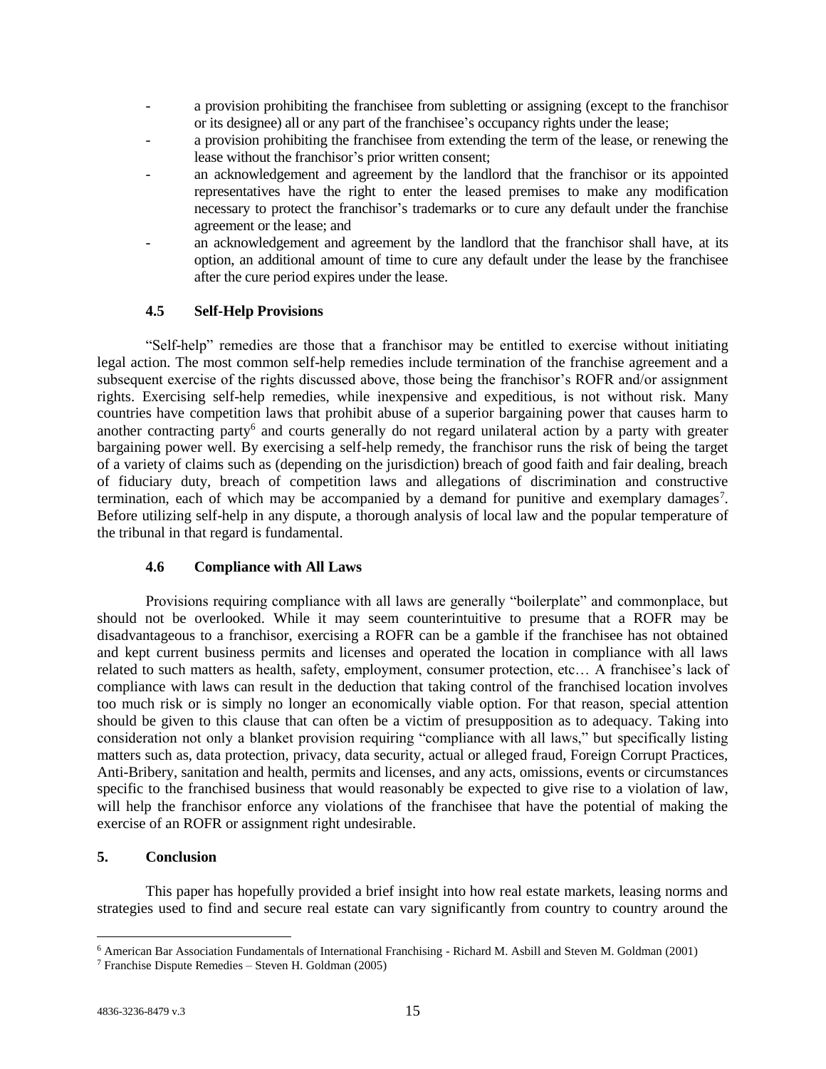- a provision prohibiting the franchisee from subletting or assigning (except to the franchisor or its designee) all or any part of the franchisee's occupancy rights under the lease;
- a provision prohibiting the franchisee from extending the term of the lease, or renewing the lease without the franchisor's prior written consent;
- an acknowledgement and agreement by the landlord that the franchisor or its appointed representatives have the right to enter the leased premises to make any modification necessary to protect the franchisor's trademarks or to cure any default under the franchise agreement or the lease; and
- an acknowledgement and agreement by the landlord that the franchisor shall have, at its option, an additional amount of time to cure any default under the lease by the franchisee after the cure period expires under the lease.

### 4.5 Self-Help Provisions

"Self-help" remedies are those that a franchisor may be entitled to exercise without initiating legal action. The most common self-help remedies include termination of the franchise agreement and a subsequent exercise of the rights discussed above, those being the franchisor's ROFR and/or assignment rights. Exercising self-help remedies, while inexpensive and expeditious, is not without risk. Many countries have competition laws that prohibit abuse of a superior bargaining power that causes harm to another contracting party[6] and courts generally do not regard unilateral action by a party with greater bargaining power well. By exercising a self-help remedy, the franchisor runs the risk of being the target of a variety of claims such as (depending on the jurisdiction) breach of good faith and fair dealing, breach of fiduciary duty, breach of competition laws and allegations of discrimination and constructive termination, each of which may be accompanied by a demand for punitive and exemplary damages[7]. Before utilizing self-help in any dispute, a thorough analysis of local law and the popular temperature of the tribunal in that regard is fundamental.

### 4.6 Compliance with All Laws

Provisions requiring compliance with all laws are generally "boilerplate" and commonplace, but should not be overlooked. While it may seem counterintuitive to presume that a ROFR may be disadvantageous to a franchisor, exercising a ROFR can be a gamble if the franchisee has not obtained and kept current business permits and licenses and operated the location in compliance with all laws related to such matters as health, safety, employment, consumer protection, etc… A franchisee's lack of compliance with laws can result in the deduction that taking control of the franchised location involves too much risk or is simply no longer an economically viable option. For that reason, special attention should be given to this clause that can often be a victim of presupposition as to adequacy. Taking into consideration not only a blanket provision requiring "compliance with all laws," but specifically listing matters such as, data protection, privacy, data security, actual or alleged fraud, Foreign Corrupt Practices, Anti-Bribery, sanitation and health, permits and licenses, and any acts, omissions, events or circumstances specific to the franchised business that would reasonably be expected to give rise to a violation of law, will help the franchisor enforce any violations of the franchisee that have the potential of making the exercise of an ROFR or assignment right undesirable.

## 5. Conclusion

This paper has hopefully provided a brief insight into how real estate markets, leasing norms and strategies used to find and secure real estate can vary significantly from country to country around the

---

[6] American Bar Association Fundamentals of International Franchising - Richard M. Asbill and Steven M. Goldman (2001)

[7] Franchise Dispute Remedies – Steven H. Goldman (2005)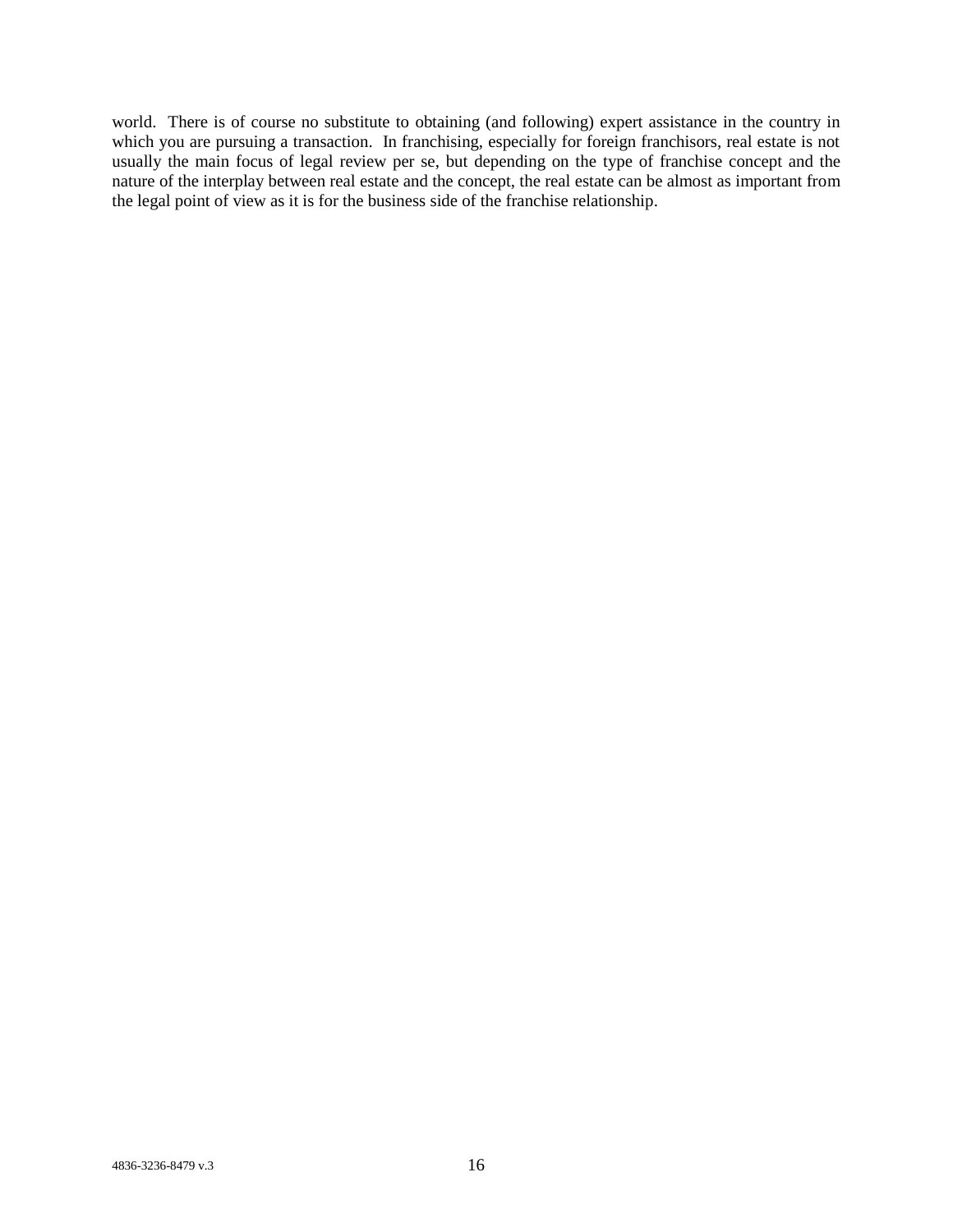world. There is of course no substitute to obtaining (and following) expert assistance in the country in which you are pursuing a transaction. In franchising, especially for foreign franchisors, real estate is not usually the main focus of legal review per se, but depending on the type of franchise concept and the nature of the interplay between real estate and the concept, the real estate can be almost as important from the legal point of view as it is for the business side of the franchise relationship.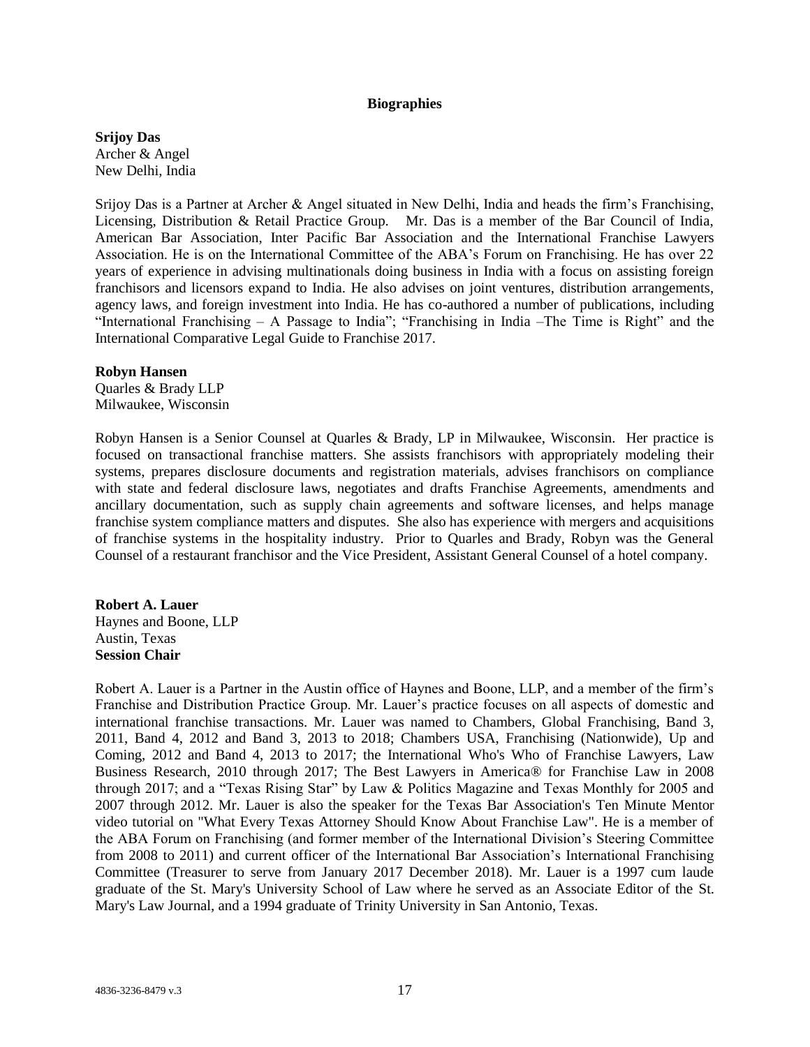## Biographies

**Srijoy Das**
Archer & Angel
New Delhi, India

Srijoy Das is a Partner at Archer & Angel situated in New Delhi, India and heads the firm's Franchising, Licensing, Distribution & Retail Practice Group. Mr. Das is a member of the Bar Council of India, American Bar Association, Inter Pacific Bar Association and the International Franchise Lawyers Association. He is on the International Committee of the ABA's Forum on Franchising. He has over 22 years of experience in advising multinationals doing business in India with a focus on assisting foreign franchisors and licensors expand to India. He also advises on joint ventures, distribution arrangements, agency laws, and foreign investment into India. He has co-authored a number of publications, including "International Franchising – A Passage to India"; "Franchising in India –The Time is Right" and the International Comparative Legal Guide to Franchise 2017.

**Robyn Hansen**
Quarles & Brady LLP
Milwaukee, Wisconsin

Robyn Hansen is a Senior Counsel at Quarles & Brady, LP in Milwaukee, Wisconsin. Her practice is focused on transactional franchise matters. She assists franchisors with appropriately modeling their systems, prepares disclosure documents and registration materials, advises franchisors on compliance with state and federal disclosure laws, negotiates and drafts Franchise Agreements, amendments and ancillary documentation, such as supply chain agreements and software licenses, and helps manage franchise system compliance matters and disputes. She also has experience with mergers and acquisitions of franchise systems in the hospitality industry. Prior to Quarles and Brady, Robyn was the General Counsel of a restaurant franchisor and the Vice President, Assistant General Counsel of a hotel company.

**Robert A. Lauer**
Haynes and Boone, LLP
Austin, Texas
**Session Chair**

Robert A. Lauer is a Partner in the Austin office of Haynes and Boone, LLP, and a member of the firm's Franchise and Distribution Practice Group. Mr. Lauer's practice focuses on all aspects of domestic and international franchise transactions. Mr. Lauer was named to Chambers, Global Franchising, Band 3, 2011, Band 4, 2012 and Band 3, 2013 to 2018; Chambers USA, Franchising (Nationwide), Up and Coming, 2012 and Band 4, 2013 to 2017; the International Who's Who of Franchise Lawyers, Law Business Research, 2010 through 2017; The Best Lawyers in America® for Franchise Law in 2008 through 2017; and a "Texas Rising Star" by Law & Politics Magazine and Texas Monthly for 2005 and 2007 through 2012. Mr. Lauer is also the speaker for the Texas Bar Association's Ten Minute Mentor video tutorial on "What Every Texas Attorney Should Know About Franchise Law". He is a member of the ABA Forum on Franchising (and former member of the International Division's Steering Committee from 2008 to 2011) and current officer of the International Bar Association's International Franchising Committee (Treasurer to serve from January 2017 December 2018). Mr. Lauer is a 1997 cum laude graduate of the St. Mary's University School of Law where he served as an Associate Editor of the St. Mary's Law Journal, and a 1994 graduate of Trinity University in San Antonio, Texas.